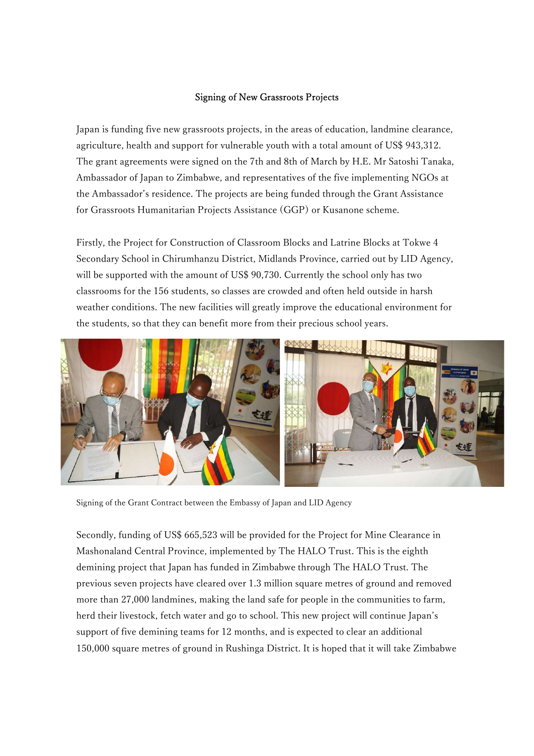# Signing of New Grassroots Projects

Japan is funding five new grassroots projects, in the areas of education, landmine clearance, agriculture, health and support for vulnerable youth with a total amount of US$ 943,312. The grant agreements were signed on the 7th and 8th of March by H.E. Mr Satoshi Tanaka, Ambassador of Japan to Zimbabwe, and representatives of the five implementing NGOs at the Ambassador's residence. The projects are being funded through the Grant Assistance for Grassroots Humanitarian Projects Assistance (GGP) or Kusanone scheme.

Firstly, the Project for Construction of Classroom Blocks and Latrine Blocks at Tokwe 4 Secondary School in Chirumhanzu District, Midlands Province, carried out by LID Agency, will be supported with the amount of US$ 90,730. Currently the school only has two classrooms for the 156 students, so classes are crowded and often held outside in harsh weather conditions. The new facilities will greatly improve the educational environment for the students, so that they can benefit more from their precious school years.

Signing of the Grant Contract between the Embassy of Japan and LID Agency

Secondly, funding of US$ 665,523 will be provided for the Project for Mine Clearance in Mashonaland Central Province, implemented by The HALO Trust. This is the eighth demining project that Japan has funded in Zimbabwe through The HALO Trust. The previous seven projects have cleared over 1.3 million square metres of ground and removed more than 27,000 landmines, making the land safe for people in the communities to farm, herd their livestock, fetch water and go to school. This new project will continue Japan's support of five demining teams for 12 months, and is expected to clear an additional 150,000 square metres of ground in Rushinga District. It is hoped that it will take Zimbabwe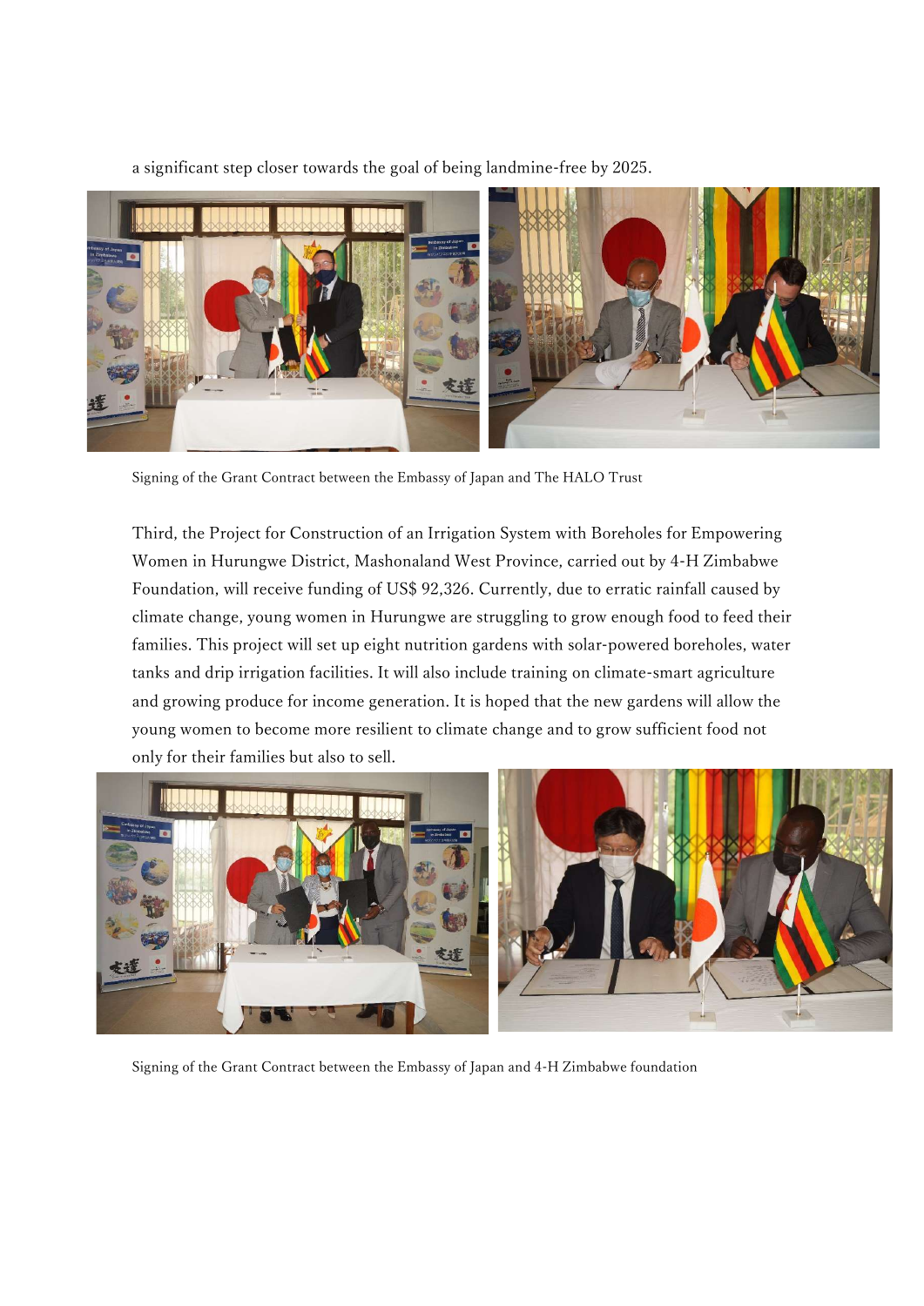a significant step closer towards the goal of being landmine-free by 2025.

Signing of the Grant Contract between the Embassy of Japan and The HALO Trust

Third, the Project for Construction of an Irrigation System with Boreholes for Empowering Women in Hurungwe District, Mashonaland West Province, carried out by 4-H Zimbabwe Foundation, will receive funding of US$ 92,326. Currently, due to erratic rainfall caused by climate change, young women in Hurungwe are struggling to grow enough food to feed their families. This project will set up eight nutrition gardens with solar-powered boreholes, water tanks and drip irrigation facilities. It will also include training on climate-smart agriculture and growing produce for income generation. It is hoped that the new gardens will allow the young women to become more resilient to climate change and to grow sufficient food not only for their families but also to sell.

Signing of the Grant Contract between the Embassy of Japan and 4-H Zimbabwe foundation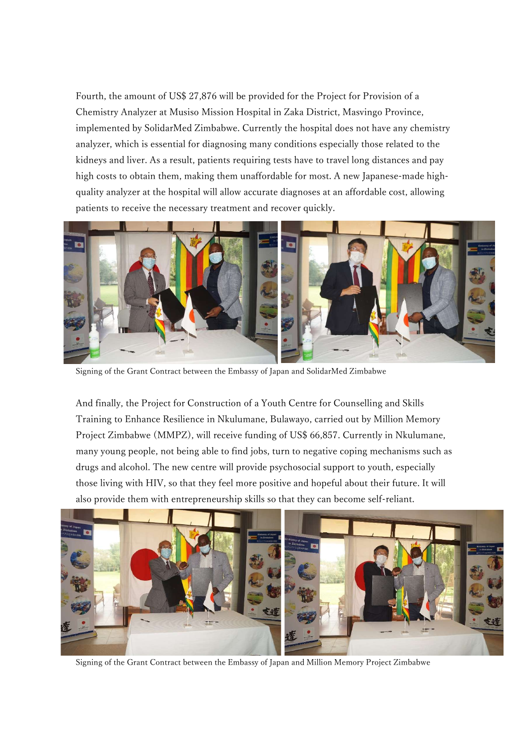Fourth, the amount of US$ 27,876 will be provided for the Project for Provision of a Chemistry Analyzer at Musiso Mission Hospital in Zaka District, Masvingo Province, implemented by SolidarMed Zimbabwe. Currently the hospital does not have any chemistry analyzer, which is essential for diagnosing many conditions especially those related to the kidneys and liver. As a result, patients requiring tests have to travel long distances and pay high costs to obtain them, making them unaffordable for most. A new Japanese-made high-quality analyzer at the hospital will allow accurate diagnoses at an affordable cost, allowing patients to receive the necessary treatment and recover quickly.

Signing of the Grant Contract between the Embassy of Japan and SolidarMed Zimbabwe

And finally, the Project for Construction of a Youth Centre for Counselling and Skills Training to Enhance Resilience in Nkulumane, Bulawayo, carried out by Million Memory Project Zimbabwe (MMPZ), will receive funding of US$ 66,857. Currently in Nkulumane, many young people, not being able to find jobs, turn to negative coping mechanisms such as drugs and alcohol. The new centre will provide psychosocial support to youth, especially those living with HIV, so that they feel more positive and hopeful about their future. It will also provide them with entrepreneurship skills so that they can become self-reliant.

Signing of the Grant Contract between the Embassy of Japan and Million Memory Project Zimbabwe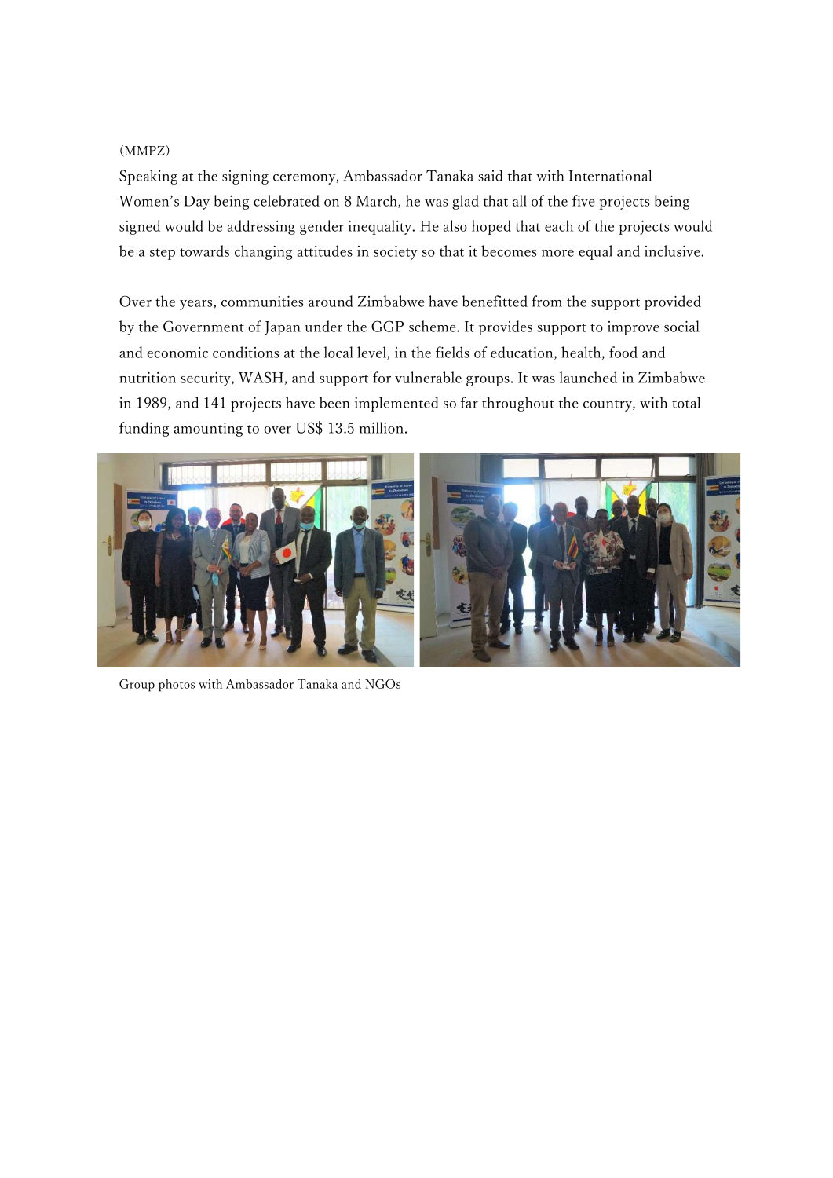(MMPZ)

Speaking at the signing ceremony, Ambassador Tanaka said that with International Women's Day being celebrated on 8 March, he was glad that all of the five projects being signed would be addressing gender inequality. He also hoped that each of the projects would be a step towards changing attitudes in society so that it becomes more equal and inclusive.

Over the years, communities around Zimbabwe have benefitted from the support provided by the Government of Japan under the GGP scheme. It provides support to improve social and economic conditions at the local level, in the fields of education, health, food and nutrition security, WASH, and support for vulnerable groups. It was launched in Zimbabwe in 1989, and 141 projects have been implemented so far throughout the country, with total funding amounting to over US$ 13.5 million.

Group photos with Ambassador Tanaka and NGOs